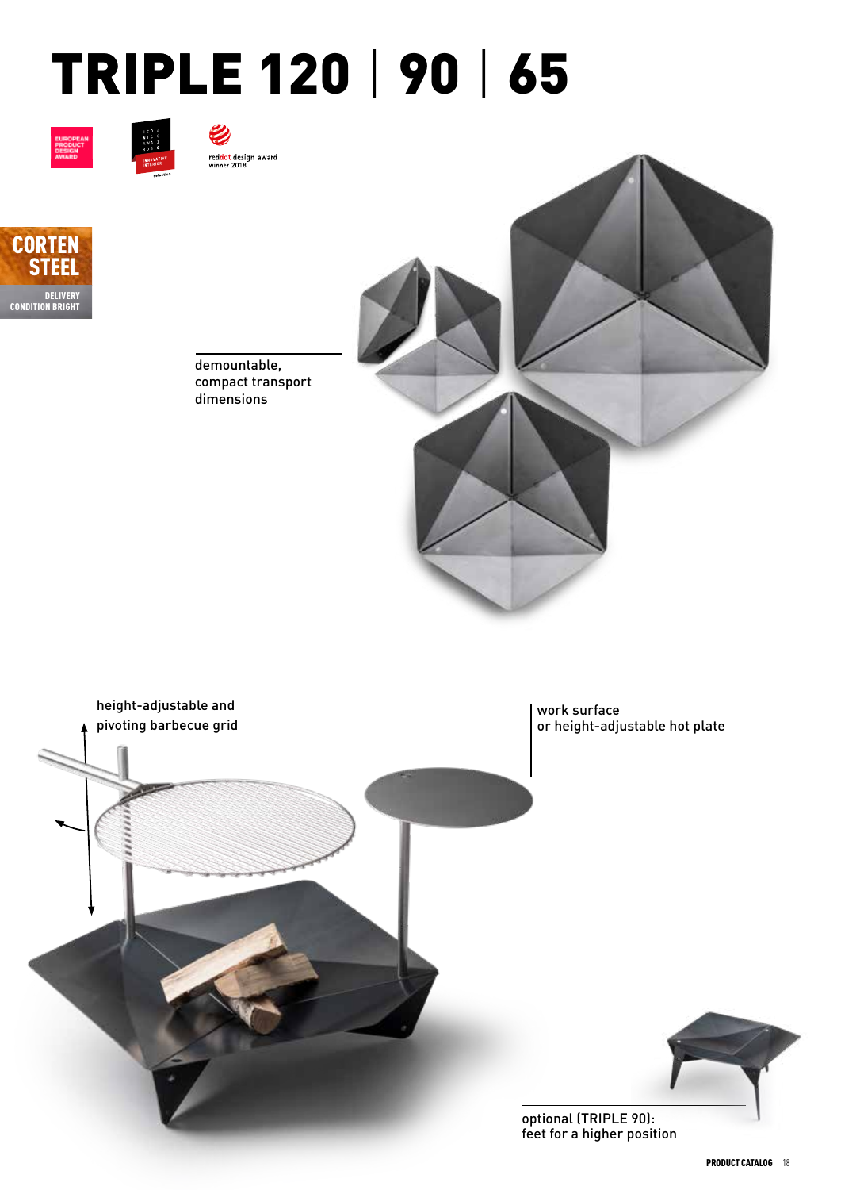# TRIPLE 120 | 90 | 65

EUROPEAN PRODUCT DESIGN AWARD

reddot design award winner 2018

**CORTEN STEEL**

**DELIVERY CONDITION BRIGHT**

demountable, compact transport dimensions

height-adjustable and pivoting barbecue grid

work surface or height-adjustable hot plate

optional (TRIPLE 90): feet for a higher position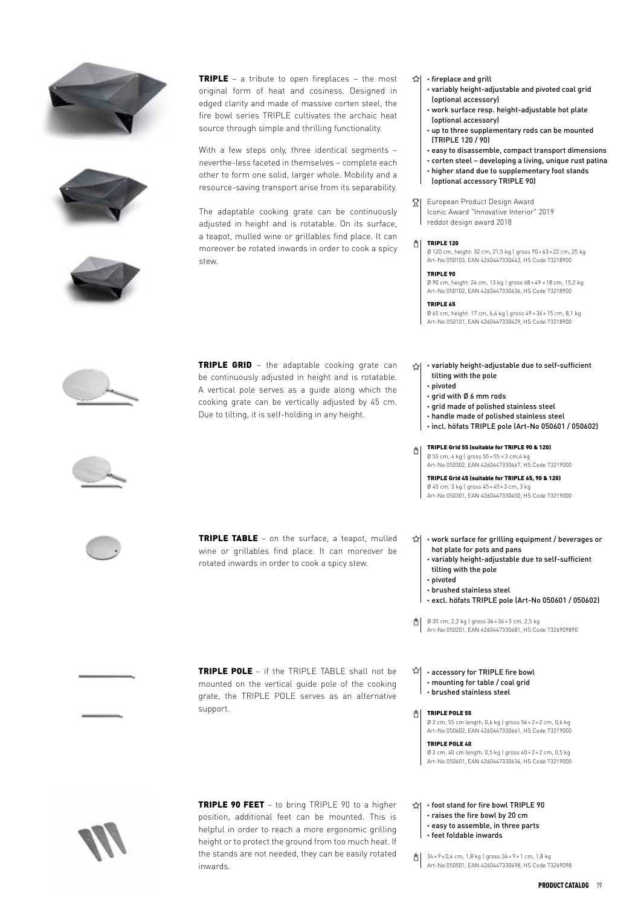**TRIPLE** – a tribute to open fireplaces – the most original form of heat and cosiness. Designed in edged clarity and made of massive corten steel, the fire bowl series TRIPLE cultivates the archaic heat source through simple and thrilling functionality.

With a few steps only, three identical segments – neverthe-less faceted in themselves – complete each other to form one solid, larger whole. Mobility and a resource-saving transport arise from its separability.

The adaptable cooking grate can be continuously adjusted in height and is rotatable. On its surface, a teapot, mulled wine or grillables find place. It can moreover be rotated inwards in order to cook a spicy stew.

- fireplace and grill
- variably height-adjustable and pivoted coal grid (optional accessory)
- work surface resp. height-adjustable hot plate (optional accessory)
- up to three supplementary rods can be mounted (TRIPLE 120 / 90)
- easy to disassemble, compact transport dimensions
- corten steel – developing a living, unique rust patina
- higher stand due to supplementary foot stands (optional accessory TRIPLE 90)

European Product Design Award
Iconic Award "Innovative Interior" 2019
reddot design award 2018

**TRIPLE 120**
Ø 120 cm, height: 32 cm, 21,5 kg | gross 90 × 63 × 22 cm, 25 kg
Art-No 050103, EAN 4260447330443, HS Code 73218900

**TRIPLE 90**
Ø 90 cm, height: 24 cm, 13 kg | gross 68 × 49 × 18 cm, 15,2 kg
Art-No 050102, EAN 4260447330436, HS Code 73218900

**TRIPLE 65**
Ø 65 cm, height: 17 cm, 6,4 kg | gross 49 × 36 × 15 cm, 8,1 kg
Art-No 050101, EAN 4260447330429, HS Code 73218900

**TRIPLE GRID** – the adaptable cooking grate can be continuously adjusted in height and is rotatable. A vertical pole serves as a guide along which the cooking grate can be vertically adjusted by 45 cm. Due to tilting, it is self-holding in any height.

- variably height-adjustable due to self-sufficient tilting with the pole
- pivoted
- grid with Ø 6 mm rods
- grid made of polished stainless steel
- handle made of polished stainless steel
- incl. höfats TRIPLE pole (Art-No 050601 / 050602)

**TRIPLE Grid 55 (suitable for TRIPLE 90 & 120)**
Ø 55 cm, 4 kg | gross 55 × 55 × 3 cm,4 kg
Art-No 050302, EAN 4260447330467, HS Code 73219000

**TRIPLE Grid 45 (suitable for TRIPLE 65, 90 & 120)**
Ø 45 cm, 3 kg | gross 45 × 45 × 3 cm, 3 kg
Art-No 050301, EAN 4260447330450, HS Code 73219000

**TRIPLE TABLE** – on the surface, a teapot, mulled wine or grillables find place. It can moreover be rotated inwards in order to cook a spicy stew.

- work surface for grilling equipment / beverages or hot plate for pots and pans
- variably height-adjustable due to self-sufficient tilting with the pole
- pivoted
- brushed stainless steel
- excl. höfats TRIPLE pole (Art-No 050601 / 050602)

Ø 35 cm, 2,2 kg | gross 36 × 36 × 3 cm, 2,5 kg
Art-No 050201, EAN 4260447330481, HS Code 7326909890

**TRIPLE POLE** – if the TRIPLE TABLE shall not be mounted on the vertical guide pole of the cooking grate, the TRIPLE POLE serves as an alternative support.

- accessory for TRIPLE fire bowl
- mounting for table / coal grid
- brushed stainless steel

**TRIPLE POLE 55**
Ø 2 cm, 55 cm length, 0,6 kg | gross 56 × 2 × 2 cm, 0,6 kg
Art-No 050602, EAN 4260447330641, HS Code 73219000

**TRIPLE POLE 40**
Ø 2 cm, 40 cm length, 0,5 kg | gross 40 × 2 × 2 cm, 0,5 kg
Art-No 050601, EAN 4260447330634, HS Code 73219000

**TRIPLE 90 FEET** – to bring TRIPLE 90 to a higher position, additional feet can be mounted. This is helpful in order to reach a more ergonomic grilling height or to protect the ground from too much heat. If the stands are not needed, they can be easily rotated inwards.

- foot stand for fire bowl TRIPLE 90
- raises the fire bowl by 20 cm
- easy to assemble, in three parts
- feet foldable inwards

34 × 9 × 0,4 cm, 1,8 kg | gross 34 × 9 × 1 cm, 1,8 kg
Art-No 050501, EAN 4260447330498, HS Code 73269098